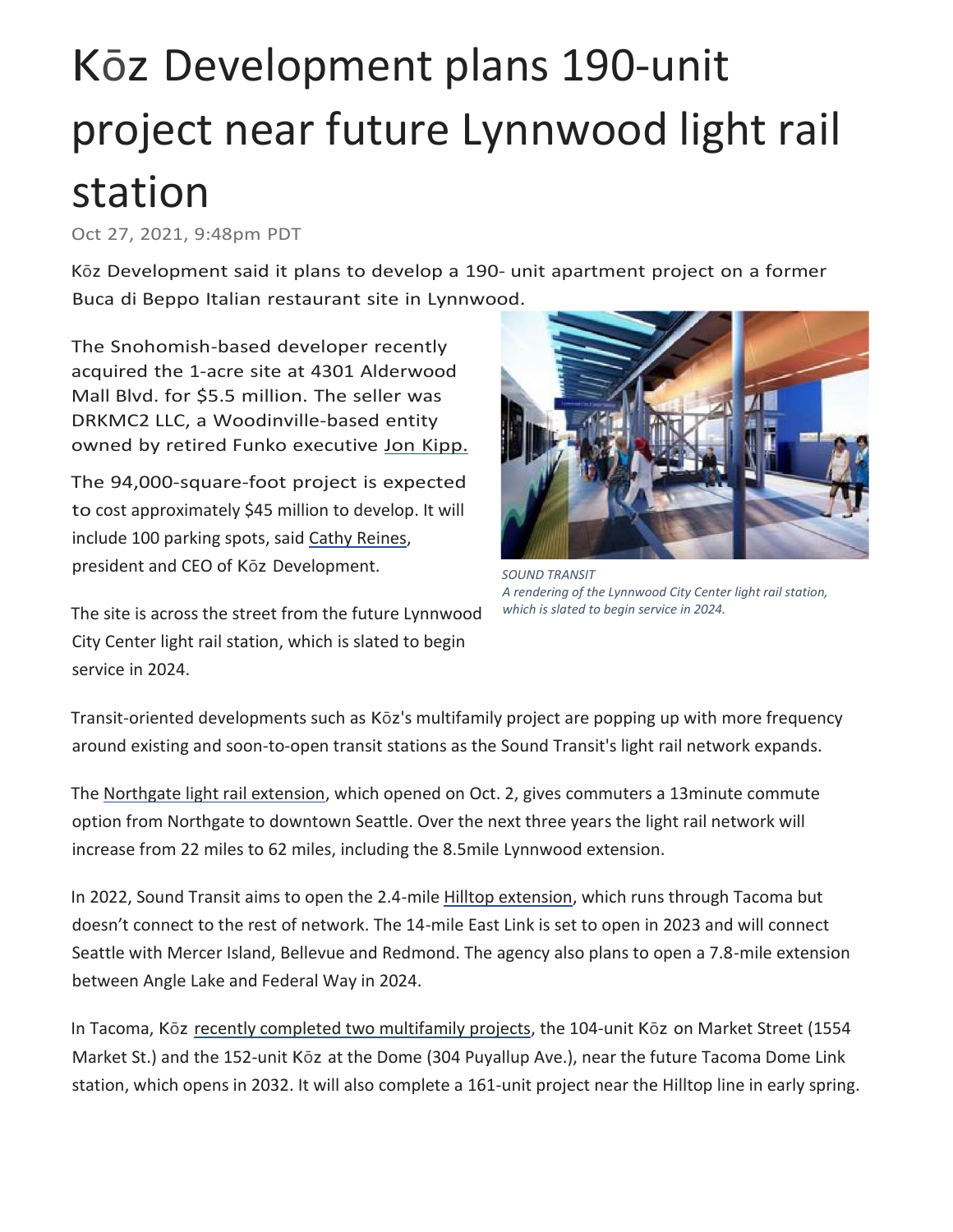# Kōz Development plans 190-unit project near future Lynnwood light rail station

Oct 27, 2021, 9:48pm PDT

Kōz Development said it plans to develop a 190- unit apartment project on a former Buca di Beppo Italian restaurant site in Lynnwood.

The Snohomish-based developer recently acquired the 1-acre site at 4301 Alderwood Mall Blvd. for $5.5 million. The seller was DRKMC2 LLC, a Woodinville-based entity owned by retired Funko executive Jon Kipp.

The 94,000-square-foot project is expected to cost approximately $45 million to develop. It will include 100 parking spots, said Cathy Reines, president and CEO of Kōz Development.

SOUND TRANSIT
*A rendering of the Lynnwood City Center light rail station, which is slated to begin service in 2024.*

The site is across the street from the future Lynnwood City Center light rail station, which is slated to begin service in 2024.

Transit-oriented developments such as Kōz's multifamily project are popping up with more frequency around existing and soon-to-open transit stations as the Sound Transit's light rail network expands.

The Northgate light rail extension, which opened on Oct. 2, gives commuters a 13minute commute option from Northgate to downtown Seattle. Over the next three years the light rail network will increase from 22 miles to 62 miles, including the 8.5mile Lynnwood extension.

In 2022, Sound Transit aims to open the 2.4-mile Hilltop extension, which runs through Tacoma but doesn't connect to the rest of network. The 14-mile East Link is set to open in 2023 and will connect Seattle with Mercer Island, Bellevue and Redmond. The agency also plans to open a 7.8-mile extension between Angle Lake and Federal Way in 2024.

In Tacoma, Kōz recently completed two multifamily projects, the 104-unit Kōz on Market Street (1554 Market St.) and the 152-unit Kōz at the Dome (304 Puyallup Ave.), near the future Tacoma Dome Link station, which opens in 2032. It will also complete a 161-unit project near the Hilltop line in early spring.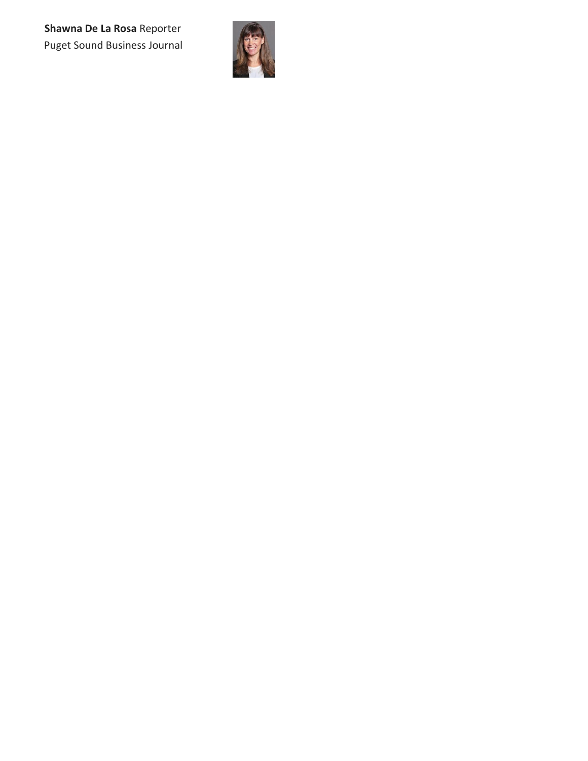**Shawna De La Rosa** Reporter
Puget Sound Business Journal